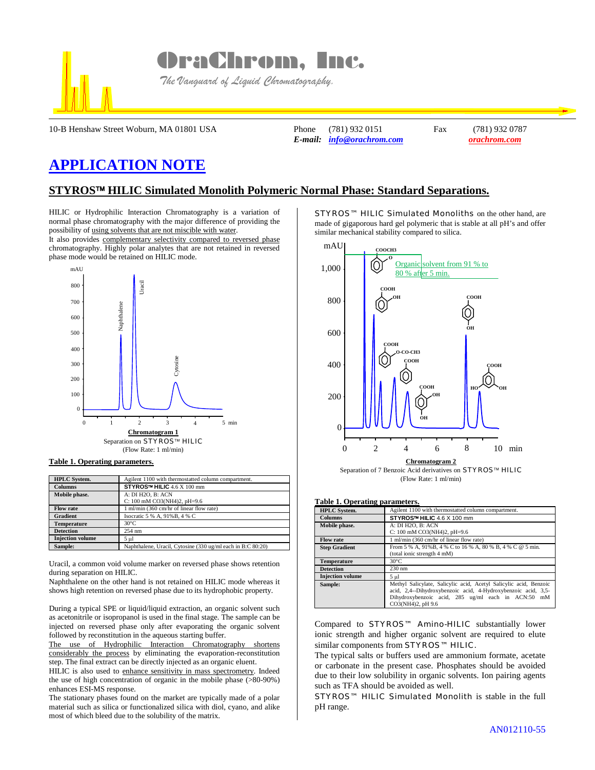# OraChrom, Inc.

*The Vanguard of Liquid Chromatography.*

10-B Henshaw Street Woburn, MA 01801 USA Phone (781) 932 0151 Fax (781) 932 0787
*E-mail:* *info@orachrom.com* *orachrom.com*

# APPLICATION NOTE

## STYROS™ HILIC Simulated Monolith Polymeric Normal Phase: Standard Separations.

HILIC or Hydrophilic Interaction Chromatography is a variation of normal phase chromatography with the major difference of providing the possibility of using solvents that are not miscible with water.
It also provides complementary selectivity compared to reversed phase chromatography. Highly polar analytes that are not retained in reversed phase mode would be retained on HILIC mode.

**Chromatogram 1**
Separation on STYROS™ HILIC
(Flow Rate: 1 ml/min)

**Table 1. Operating parameters.**

| HPLC System. | Agilent 1100 with thermostatted column compartment. |
|---|---|
| Columns | STYROS™ HILIC 4.6 X 100 mm |
| Mobile phase. | A: DI H2O, B: ACN<br>C: 100 mM CO3(NH4)2, pH=9.6 |
| Flow rate | 1 ml/min (360 cm/hr of linear flow rate) |
| Gradient | Isocratic 5 % A, 91%B, 4 % C |
| Temperature | 30°C |
| Detection | 254 nm |
| Injection volume | 5 µl |
| Sample: | Naphthalene, Uracil, Cytosine (330 ug/ml each in B:C 80:20) |

Uracil, a common void volume marker on reversed phase shows retention during separation on HILIC.
Naphthalene on the other hand is not retained on HILIC mode whereas it shows high retention on reversed phase due to its hydrophobic property.

During a typical SPE or liquid/liquid extraction, an organic solvent such as acetonitrile or isopropanol is used in the final stage. The sample can be injected on reversed phase only after evaporating the organic solvent followed by reconstitution in the aqueous starting buffer.
The use of Hydrophilic Interaction Chromatography shortens considerably the process by eliminating the evaporation-reconstitution step. The final extract can be directly injected as an organic eluent.
HILIC is also used to enhance sensitivity in mass spectrometry. Indeed the use of high concentration of organic in the mobile phase (>80-90%) enhances ESI-MS response.
The stationary phases found on the market are typically made of a polar material such as silica or functionalized silica with diol, cyano, and alike most of which bleed due to the solubility of the matrix.

STYROS™ HILIC Simulated Monoliths on the other hand, are made of gigaporous hard gel polymeric that is stable at all pH's and offer similar mechanical stability compared to silica.

**Chromatogram 2**
Separation of 7 Benzoic Acid derivatives on STYROS™ HILIC
(Flow Rate: 1 ml/min)

**Table 1. Operating parameters.**

| HPLC System. | Agilent 1100 with thermostatted column compartment. |
|---|---|
| Columns | STYROS™ HILIC 4.6 X 100 mm |
| Mobile phase. | A: DI H2O, B: ACN<br>C: 100 mM CO3(NH4)2, pH=9.6 |
| Flow rate | 1 ml/min (360 cm/hr of linear flow rate) |
| Step Gradient | From 5 % A, 91%B, 4 % C to 16 % A, 80 % B, 4 % C @ 5 min. (total ionic strength 4 mM) |
| Temperature | 30°C |
| Detection | 230 nm |
| Injection volume | 5 µl |
| Sample: | Methyl Salicylate, Salicylic acid, Acetyl Salicylic acid, Benzoic acid, 2,4--Dihydroxybenzoic acid, 4-Hydroxybenzoic acid, 3,5-Dihydroxybenzoic acid, 285 ug/ml each in ACN:50 mM CO3(NH4)2, pH 9.6 |

Compared to STYROS™ Amino-HILIC substantially lower ionic strength and higher organic solvent are required to elute similar components from STYROS™ HILIC.
The typical salts or buffers used are ammonium formate, acetate or carbonate in the present case. Phosphates should be avoided due to their low solubility in organic solvents. Ion pairing agents such as TFA should be avoided as well.
STYROS™ HILIC Simulated Monolith is stable in the full pH range.

AN012110-55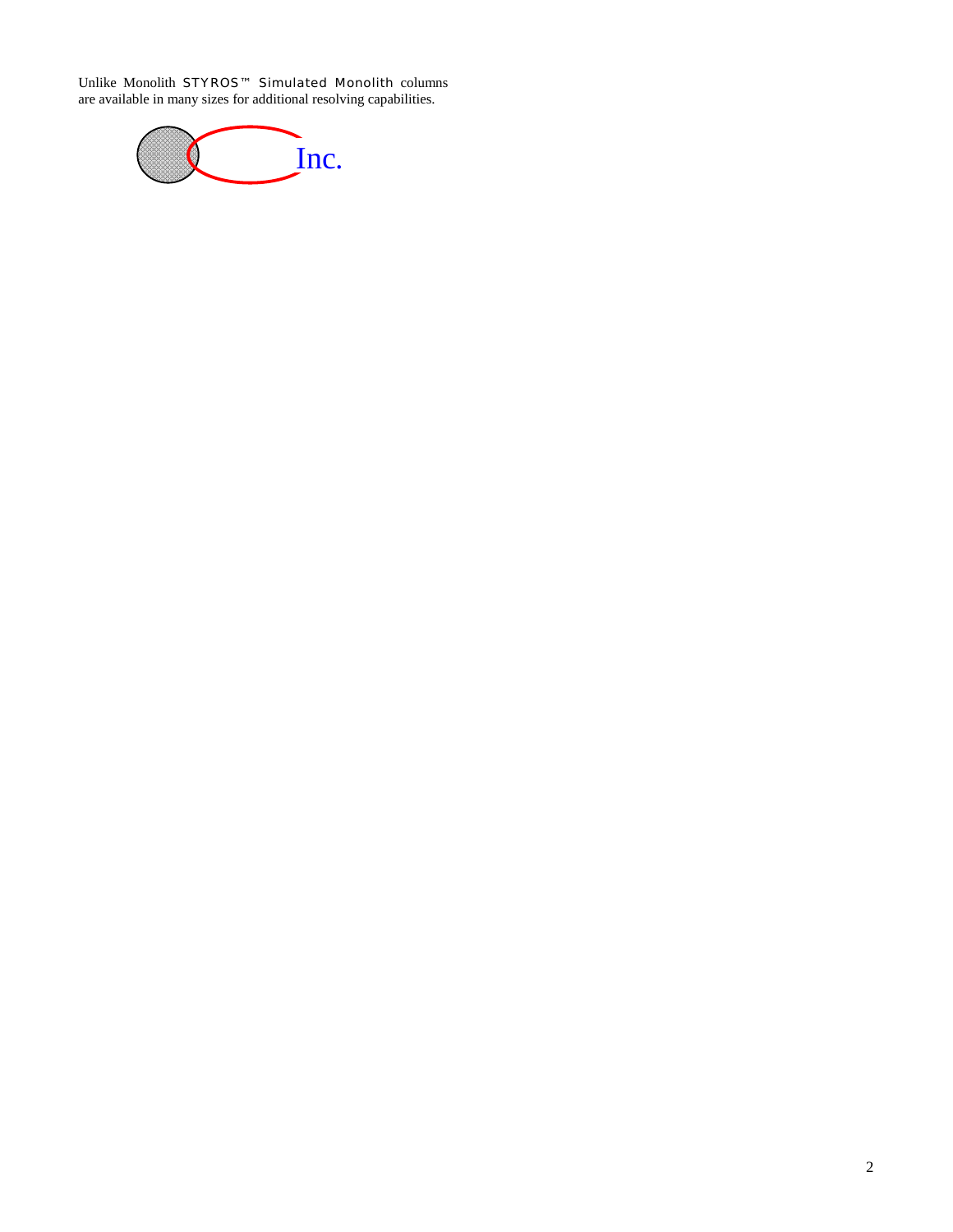Unlike Monolith STYROS™ Simulated Monolith columns are available in many sizes for additional resolving capabilities.

Inc.